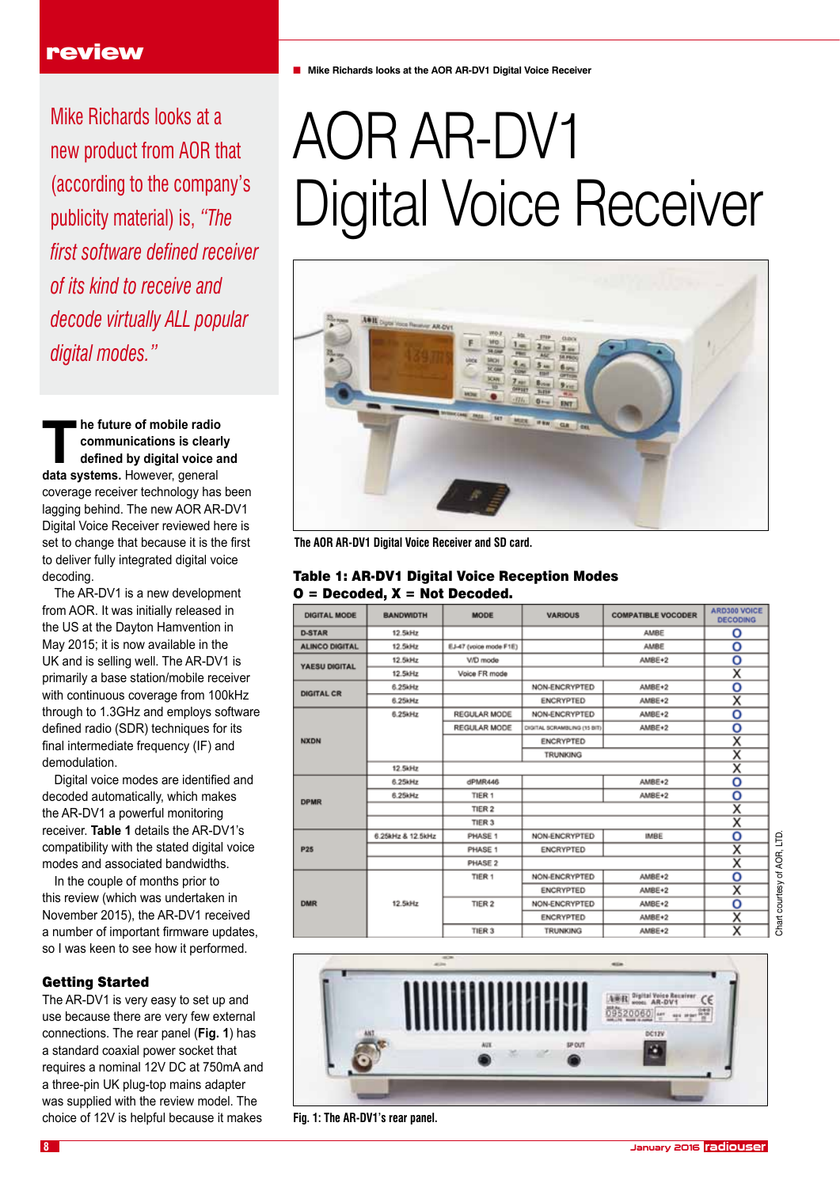# AOR AR-DV1 Digital Voice Receiver

Mike Richards looks at the AOR AR-DV1 Digital Voice Receiver

*Mike Richards looks at a new product from AOR that (according to the company's publicity material) is, "The first software defined receiver of its kind to receive and decode virtually ALL popular digital modes."*

**The future of mobile radio communications is clearly defined by digital voice and data systems.** However, general coverage receiver technology has been lagging behind. The new AOR AR-DV1 Digital Voice Receiver reviewed here is set to change that because it is the first to deliver fully integrated digital voice decoding.

The AR-DV1 is a new development from AOR. It was initially released in the US at the Dayton Hamvention in May 2015; it is now available in the UK and is selling well. The AR-DV1 is primarily a base station/mobile receiver with continuous coverage from 100kHz through to 1.3GHz and employs software defined radio (SDR) techniques for its final intermediate frequency (IF) and demodulation.

Digital voice modes are identified and decoded automatically, which makes the AR-DV1 a powerful monitoring receiver. **Table 1** details the AR-DV1's compatibility with the stated digital voice modes and associated bandwidths.

In the couple of months prior to this review (which was undertaken in November 2015), the AR-DV1 received a number of important firmware updates, so I was keen to see how it performed.

## Getting Started

The AR-DV1 is very easy to set up and use because there are very few external connections. The rear panel (**Fig. 1**) has a standard coaxial power socket that requires a nominal 12V DC at 750mA and a three-pin UK plug-top mains adapter was supplied with the review model. The choice of 12V is helpful because it makes

The AOR AR-DV1 Digital Voice Receiver and SD card.

**Table 1: AR-DV1 Digital Voice Reception Modes**
**O = Decoded, X = Not Decoded.**

| DIGITAL MODE | BANDWIDTH | MODE | VARIOUS | COMPATIBLE VOCODER | ARD300 VOICE DECODING |
|---|---|---|---|---|---|
| D-STAR | 12.5kHz | | | AMBE | O |
| ALINCO DIGITAL | 12.5kHz | EJ-47 (voice mode F1E) | | AMBE | O |
| YAESU DIGITAL | 12.5kHz | V/D mode | | AMBE+2 | O |
| | 12.5kHz | Voice FR mode | | | X |
| DIGITAL CR | 6.25kHz | | NON-ENCRYPTED | AMBE+2 | O |
| | 6.25kHz | | ENCRYPTED | AMBE+2 | X |
| NXDN | 6.25kHz | REGULAR MODE | NON-ENCRYPTED | AMBE+2 | O |
| | | REGULAR MODE | DIGITAL SCRAMBLING (15 BIT) | AMBE+2 | O |
| | | | ENCRYPTED | | X |
| | | | TRUNKING | | X |
| | 12.5kHz | | | | X |
| DPMR | 6.25kHz | dPMR446 | | AMBE+2 | O |
| | 6.25kHz | TIER 1 | | AMBE+2 | O |
| | | TIER 2 | | | X |
| | | TIER 3 | | | X |
| P25 | 6.25kHz & 12.5kHz | PHASE 1 | NON-ENCRYPTED | IMBE | O |
| | | PHASE 1 | ENCRYPTED | | X |
| | | PHASE 2 | | | X |
| DMR | 12.5kHz | TIER 1 | NON-ENCRYPTED | AMBE+2 | O |
| | | | ENCRYPTED | AMBE+2 | X |
| | | TIER 2 | NON-ENCRYPTED | AMBE+2 | O |
| | | | ENCRYPTED | AMBE+2 | X |
| | | TIER 3 | TRUNKING | AMBE+2 | X |

Chart courtesy of AOR, LTD.

Fig. 1: The AR-DV1's rear panel.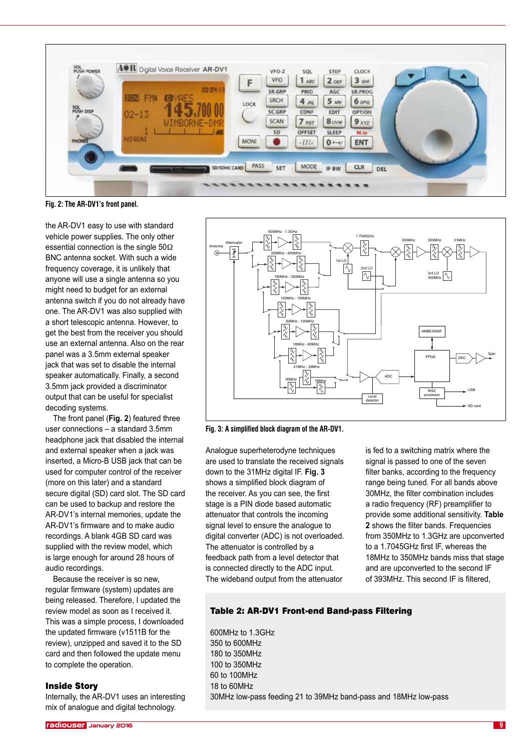Fig. 2: The AR-DV1's front panel.

the AR-DV1 easy to use with standard vehicle power supplies. The only other essential connection is the single 50Ω BNC antenna socket. With such a wide frequency coverage, it is unlikely that anyone will use a single antenna so you might need to budget for an external antenna switch if you do not already have one. The AR-DV1 was also supplied with a short telescopic antenna. However, to get the best from the receiver you should use an external antenna. Also on the rear panel was a 3.5mm external speaker jack that was set to disable the internal speaker automatically. Finally, a second 3.5mm jack provided a discriminator output that can be useful for specialist decoding systems.

The front panel (**Fig. 2**) featured three user connections – a standard 3.5mm headphone jack that disabled the internal and external speaker when a jack was inserted, a Micro-B USB jack that can be used for computer control of the receiver (more on this later) and a standard secure digital (SD) card slot. The SD card can be used to backup and restore the AR-DV1's internal memories, update the AR-DV1's firmware and to make audio recordings. A blank 4GB SD card was supplied with the review model, which is large enough for around 28 hours of audio recordings.

Because the receiver is so new, regular firmware (system) updates are being released. Therefore, I updated the review model as soon as I received it. This was a simple process, I downloaded the updated firmware (v1511B for the review), unzipped and saved it to the SD card and then followed the update menu to complete the operation.

## Inside Story

Internally, the AR-DV1 uses an interesting mix of analogue and digital technology.

Fig. 3: A simplified block diagram of the AR-DV1.

Analogue superheterodyne techniques are used to translate the received signals down to the 31MHz digital IF. **Fig. 3** shows a simplified block diagram of the receiver. As you can see, the first stage is a PIN diode based automatic attenuator that controls the incoming signal level to ensure the analogue to digital converter (ADC) is not overloaded. The attenuator is controlled by a feedback path from a level detector that is connected directly to the ADC input. The wideband output from the attenuator is fed to a switching matrix where the signal is passed to one of the seven filter banks, according to the frequency range being tuned. For all bands above 30MHz, the filter combination includes a radio frequency (RF) preamplifier to provide some additional sensitivity. **Table 2** shows the filter bands. Frequencies from 350MHz to 1.3GHz are upconverted to a 1.7045GHz first IF, whereas the 18MHz to 350MHz bands miss that stage and are upconverted to the second IF of 393MHz. This second IF is filtered,

**Table 2: AR-DV1 Front-end Band-pass Filtering**

600MHz to 1.3GHz
350 to 600MHz
180 to 350MHz
100 to 350MHz
60 to 100MHz
18 to 60MHz
30MHz low-pass feeding 21 to 39MHz band-pass and 18MHz low-pass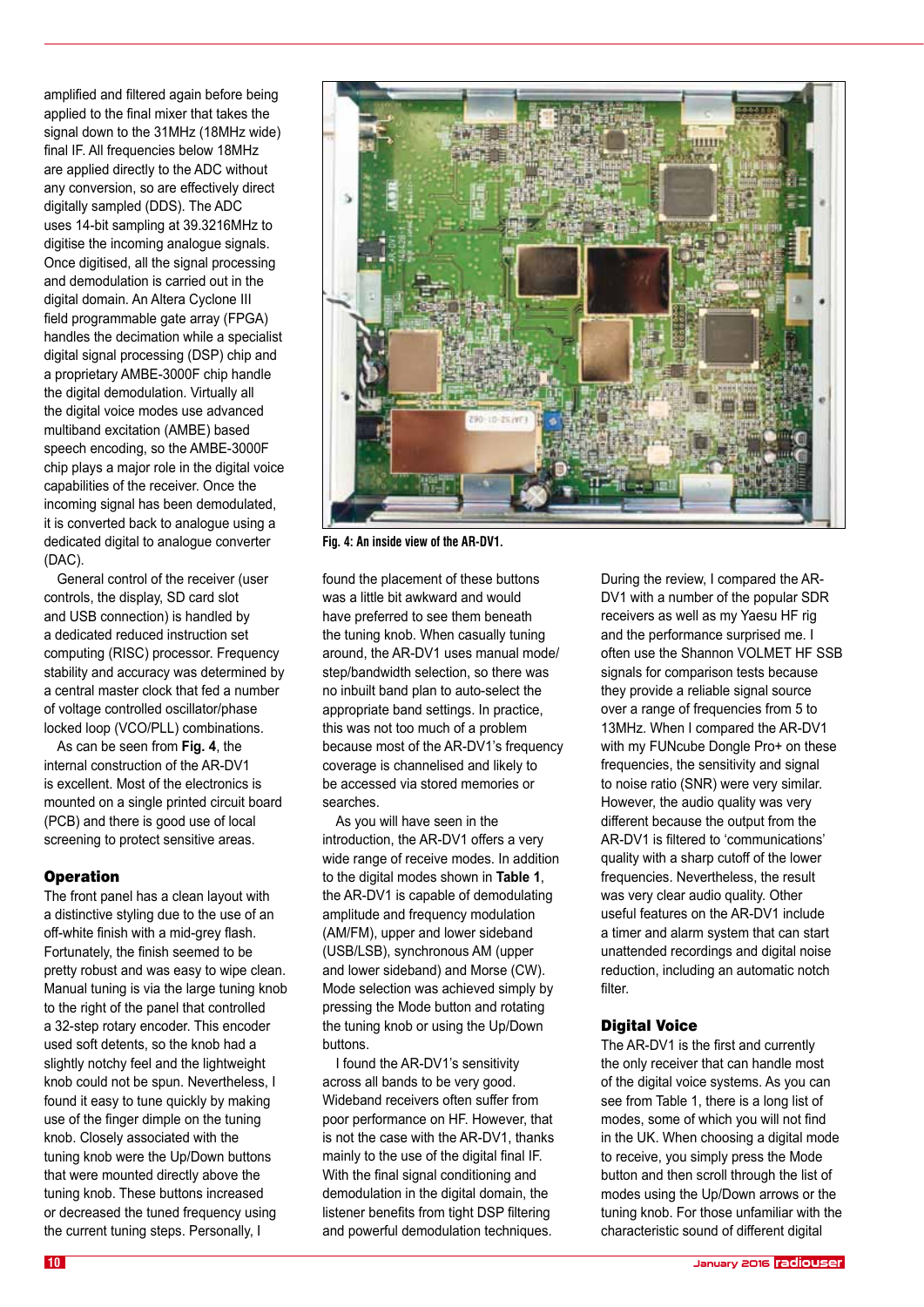amplified and filtered again before being applied to the final mixer that takes the signal down to the 31MHz (18MHz wide) final IF. All frequencies below 18MHz are applied directly to the ADC without any conversion, so are effectively direct digitally sampled (DDS). The ADC uses 14-bit sampling at 39.3216MHz to digitise the incoming analogue signals. Once digitised, all the signal processing and demodulation is carried out in the digital domain. An Altera Cyclone III field programmable gate array (FPGA) handles the decimation while a specialist digital signal processing (DSP) chip and a proprietary AMBE-3000F chip handle the digital demodulation. Virtually all the digital voice modes use advanced multiband excitation (AMBE) based speech encoding, so the AMBE-3000F chip plays a major role in the digital voice capabilities of the receiver. Once the incoming signal has been demodulated, it is converted back to analogue using a dedicated digital to analogue converter (DAC).

General control of the receiver (user controls, the display, SD card slot and USB connection) is handled by a dedicated reduced instruction set computing (RISC) processor. Frequency stability and accuracy was determined by a central master clock that fed a number of voltage controlled oscillator/phase locked loop (VCO/PLL) combinations.

As can be seen from **Fig. 4**, the internal construction of the AR-DV1 is excellent. Most of the electronics is mounted on a single printed circuit board (PCB) and there is good use of local screening to protect sensitive areas.

**Fig. 4: An inside view of the AR-DV1.**

## Operation

The front panel has a clean layout with a distinctive styling due to the use of an off-white finish with a mid-grey flash. Fortunately, the finish seemed to be pretty robust and was easy to wipe clean. Manual tuning is via the large tuning knob to the right of the panel that controlled a 32-step rotary encoder. This encoder used soft detents, so the knob had a slightly notchy feel and the lightweight knob could not be spun. Nevertheless, I found it easy to tune quickly by making use of the finger dimple on the tuning knob. Closely associated with the tuning knob were the Up/Down buttons that were mounted directly above the tuning knob. These buttons increased or decreased the tuned frequency using the current tuning steps. Personally, I found the placement of these buttons was a little bit awkward and would have preferred to see them beneath the tuning knob. When casually tuning around, the AR-DV1 uses manual mode/step/bandwidth selection, so there was no inbuilt band plan to auto-select the appropriate band settings. In practice, this was not too much of a problem because most of the AR-DV1's frequency coverage is channelised and likely to be accessed via stored memories or searches.

As you will have seen in the introduction, the AR-DV1 offers a very wide range of receive modes. In addition to the digital modes shown in **Table 1**, the AR-DV1 is capable of demodulating amplitude and frequency modulation (AM/FM), upper and lower sideband (USB/LSB), synchronous AM (upper and lower sideband) and Morse (CW). Mode selection was achieved simply by pressing the Mode button and rotating the tuning knob or using the Up/Down buttons.

I found the AR-DV1's sensitivity across all bands to be very good. Wideband receivers often suffer from poor performance on HF. However, that is not the case with the AR-DV1, thanks mainly to the use of the digital final IF. With the final signal conditioning and demodulation in the digital domain, the listener benefits from tight DSP filtering and powerful demodulation techniques.

During the review, I compared the AR-DV1 with a number of the popular SDR receivers as well as my Yaesu HF rig and the performance surprised me. I often use the Shannon VOLMET HF SSB signals for comparison tests because they provide a reliable signal source over a range of frequencies from 5 to 13MHz. When I compared the AR-DV1 with my FUNcube Dongle Pro+ on these frequencies, the sensitivity and signal to noise ratio (SNR) were very similar. However, the audio quality was very different because the output from the AR-DV1 is filtered to 'communications' quality with a sharp cutoff of the lower frequencies. Nevertheless, the result was very clear audio quality. Other useful features on the AR-DV1 include a timer and alarm system that can start unattended recordings and digital noise reduction, including an automatic notch filter.

## Digital Voice

The AR-DV1 is the first and currently the only receiver that can handle most of the digital voice systems. As you can see from Table 1, there is a long list of modes, some of which you will not find in the UK. When choosing a digital mode to receive, you simply press the Mode button and then scroll through the list of modes using the Up/Down arrows or the tuning knob. For those unfamiliar with the characteristic sound of different digital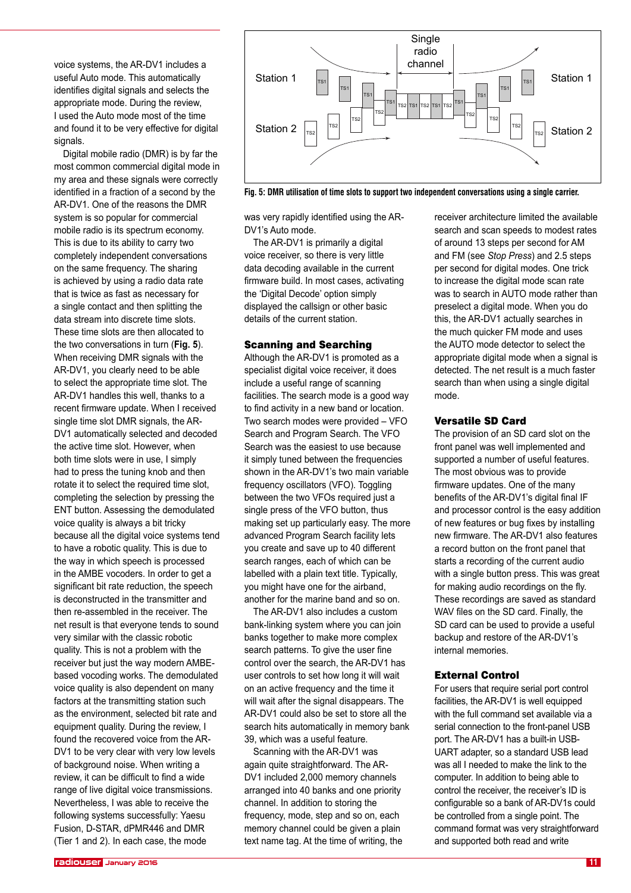voice systems, the AR-DV1 includes a useful Auto mode. This automatically identifies digital signals and selects the appropriate mode. During the review, I used the Auto mode most of the time and found it to be very effective for digital signals.

Digital mobile radio (DMR) is by far the most common commercial digital mode in my area and these signals were correctly identified in a fraction of a second by the AR-DV1. One of the reasons the DMR system is so popular for commercial mobile radio is its spectrum economy. This is due to its ability to carry two completely independent conversations on the same frequency. The sharing is achieved by using a radio data rate that is twice as fast as necessary for a single contact and then splitting the data stream into discrete time slots. These time slots are then allocated to the two conversations in turn (**Fig. 5**). When receiving DMR signals with the AR-DV1, you clearly need to be able to select the appropriate time slot. The AR-DV1 handles this well, thanks to a recent firmware update. When I received single time slot DMR signals, the AR-DV1 automatically selected and decoded the active time slot. However, when both time slots were in use, I simply had to press the tuning knob and then rotate it to select the required time slot, completing the selection by pressing the ENT button. Assessing the demodulated voice quality is always a bit tricky because all the digital voice systems tend to have a robotic quality. This is due to the way in which speech is processed in the AMBE vocoders. In order to get a significant bit rate reduction, the speech is deconstructed in the transmitter and then re-assembled in the receiver. The net result is that everyone tends to sound very similar with the classic robotic quality. This is not a problem with the receiver but just the way modern AMBE-based vocoding works. The demodulated voice quality is also dependent on many factors at the transmitting station such as the environment, selected bit rate and equipment quality. During the review, I found the recovered voice from the AR-DV1 to be very clear with very low levels of background noise. When writing a review, it can be difficult to find a wide range of live digital voice transmissions. Nevertheless, I was able to receive the following systems successfully: Yaesu Fusion, D-STAR, dPMR446 and DMR (Tier 1 and 2). In each case, the mode was very rapidly identified using the AR-DV1's Auto mode.

**Fig. 5: DMR utilisation of time slots to support two independent conversations using a single carrier.**

The AR-DV1 is primarily a digital voice receiver, so there is very little data decoding available in the current firmware build. In most cases, activating the 'Digital Decode' option simply displayed the callsign or other basic details of the current station.

## Scanning and Searching

Although the AR-DV1 is promoted as a specialist digital voice receiver, it does include a useful range of scanning facilities. The search mode is a good way to find activity in a new band or location. Two search modes were provided – VFO Search and Program Search. The VFO Search was the easiest to use because it simply tuned between the frequencies shown in the AR-DV1's two main variable frequency oscillators (VFO). Toggling between the two VFOs required just a single press of the VFO button, thus making set up particularly easy. The more advanced Program Search facility lets you create and save up to 40 different search ranges, each of which can be labelled with a plain text title. Typically, you might have one for the airband, another for the marine band and so on.

The AR-DV1 also includes a custom bank-linking system where you can join banks together to make more complex search patterns. To give the user fine control over the search, the AR-DV1 has user controls to set how long it will wait on an active frequency and the time it will wait after the signal disappears. The AR-DV1 could also be set to store all the search hits automatically in memory bank 39, which was a useful feature.

Scanning with the AR-DV1 was again quite straightforward. The AR-DV1 included 2,000 memory channels arranged into 40 banks and one priority channel. In addition to storing the frequency, mode, step and so on, each memory channel could be given a plain text name tag. At the time of writing, the receiver architecture limited the available search and scan speeds to modest rates of around 13 steps per second for AM and FM (see *Stop Press*) and 2.5 steps per second for digital modes. One trick to increase the digital mode scan rate was to search in AUTO mode rather than preselect a digital mode. When you do this, the AR-DV1 actually searches in the much quicker FM mode and uses the AUTO mode detector to select the appropriate digital mode when a signal is detected. The net result is a much faster search than when using a single digital mode.

## Versatile SD Card

The provision of an SD card slot on the front panel was well implemented and supported a number of useful features. The most obvious was to provide firmware updates. One of the many benefits of the AR-DV1's digital final IF and processor control is the easy addition of new features or bug fixes by installing new firmware. The AR-DV1 also features a record button on the front panel that starts a recording of the current audio with a single button press. This was great for making audio recordings on the fly. These recordings are saved as standard WAV files on the SD card. Finally, the SD card can be used to provide a useful backup and restore of the AR-DV1's internal memories.

## External Control

For users that require serial port control facilities, the AR-DV1 is well equipped with the full command set available via a serial connection to the front-panel USB port. The AR-DV1 has a built-in USB-UART adapter, so a standard USB lead was all I needed to make the link to the computer. In addition to being able to control the receiver, the receiver's ID is configurable so a bank of AR-DV1s could be controlled from a single point. The command format was very straightforward and supported both read and write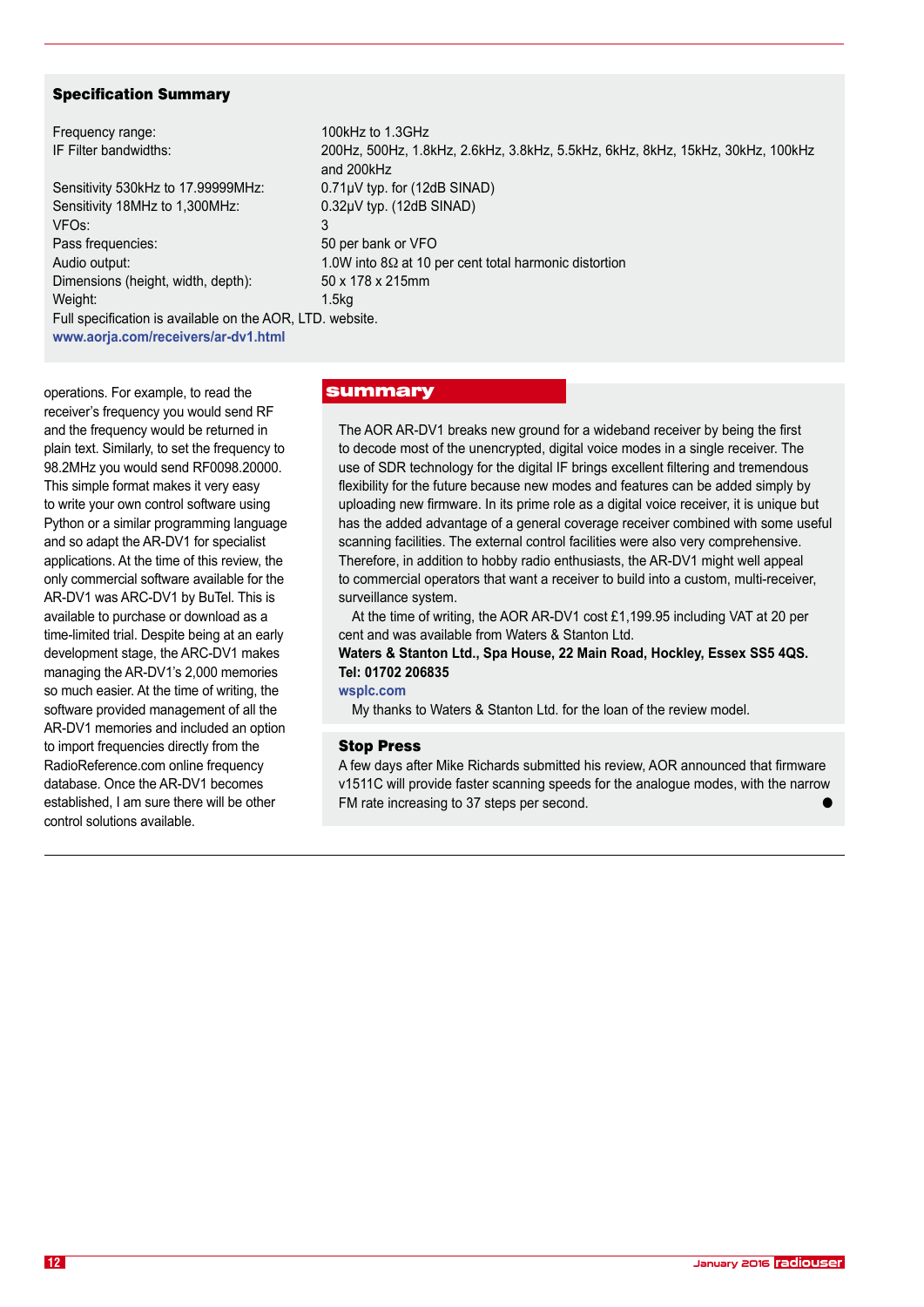## Specification Summary

| | |
|---|---|
| Frequency range: | 100kHz to 1.3GHz |
| IF Filter bandwidths: | 200Hz, 500Hz, 1.8kHz, 2.6kHz, 3.8kHz, 5.5kHz, 6kHz, 8kHz, 15kHz, 30kHz, 100kHz and 200kHz |
| Sensitivity 530kHz to 17.99999MHz: | 0.71μV typ. for (12dB SINAD) |
| Sensitivity 18MHz to 1,300MHz: | 0.32μV typ. (12dB SINAD) |
| VFOs: | 3 |
| Pass frequencies: | 50 per bank or VFO |
| Audio output: | 1.0W into 8Ω at 10 per cent total harmonic distortion |
| Dimensions (height, width, depth): | 50 x 178 x 215mm |
| Weight: | 1.5kg |

Full specification is available on the AOR, LTD. website.
www.aorja.com/receivers/ar-dv1.html

operations. For example, to read the receiver's frequency you would send RF and the frequency would be returned in plain text. Similarly, to set the frequency to 98.2MHz you would send RF0098.20000. This simple format makes it very easy to write your own control software using Python or a similar programming language and so adapt the AR-DV1 for specialist applications. At the time of this review, the only commercial software available for the AR-DV1 was ARC-DV1 by BuTel. This is available to purchase or download as a time-limited trial. Despite being at an early development stage, the ARC-DV1 makes managing the AR-DV1's 2,000 memories so much easier. At the time of writing, the software provided management of all the AR-DV1 memories and included an option to import frequencies directly from the RadioReference.com online frequency database. Once the AR-DV1 becomes established, I am sure there will be other control solutions available.

## summary

The AOR AR-DV1 breaks new ground for a wideband receiver by being the first to decode most of the unencrypted, digital voice modes in a single receiver. The use of SDR technology for the digital IF brings excellent filtering and tremendous flexibility for the future because new modes and features can be added simply by uploading new firmware. In its prime role as a digital voice receiver, it is unique but has the added advantage of a general coverage receiver combined with some useful scanning facilities. The external control facilities were also very comprehensive. Therefore, in addition to hobby radio enthusiasts, the AR-DV1 might well appeal to commercial operators that want a receiver to build into a custom, multi-receiver, surveillance system.

At the time of writing, the AOR AR-DV1 cost £1,199.95 including VAT at 20 per cent and was available from Waters & Stanton Ltd.

**Waters & Stanton Ltd., Spa House, 22 Main Road, Hockley, Essex SS5 4QS. Tel: 01702 206835**

wsplc.com

My thanks to Waters & Stanton Ltd. for the loan of the review model.

### Stop Press

A few days after Mike Richards submitted his review, AOR announced that firmware v1511C will provide faster scanning speeds for the analogue modes, with the narrow FM rate increasing to 37 steps per second.